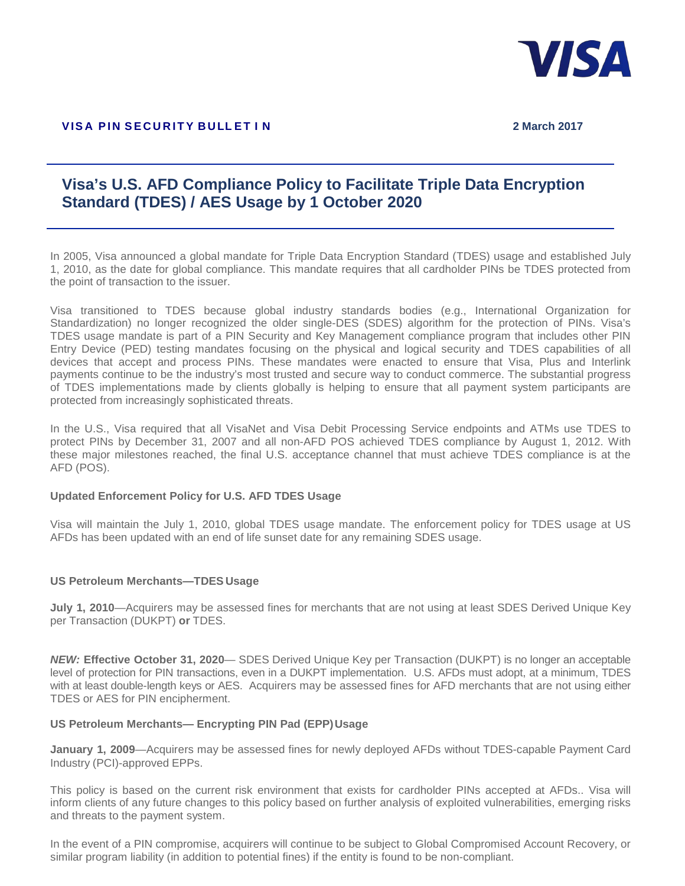VISA

**VISA PIN SECURITY BULLETIN** **2 March 2017**

# Visa's U.S. AFD Compliance Policy to Facilitate Triple Data Encryption Standard (TDES) / AES Usage by 1 October 2020

In 2005, Visa announced a global mandate for Triple Data Encryption Standard (TDES) usage and established July 1, 2010, as the date for global compliance. This mandate requires that all cardholder PINs be TDES protected from the point of transaction to the issuer.

Visa transitioned to TDES because global industry standards bodies (e.g., International Organization for Standardization) no longer recognized the older single-DES (SDES) algorithm for the protection of PINs. Visa's TDES usage mandate is part of a PIN Security and Key Management compliance program that includes other PIN Entry Device (PED) testing mandates focusing on the physical and logical security and TDES capabilities of all devices that accept and process PINs. These mandates were enacted to ensure that Visa, Plus and Interlink payments continue to be the industry's most trusted and secure way to conduct commerce. The substantial progress of TDES implementations made by clients globally is helping to ensure that all payment system participants are protected from increasingly sophisticated threats.

In the U.S., Visa required that all VisaNet and Visa Debit Processing Service endpoints and ATMs use TDES to protect PINs by December 31, 2007 and all non-AFD POS achieved TDES compliance by August 1, 2012. With these major milestones reached, the final U.S. acceptance channel that must achieve TDES compliance is at the AFD (POS).

### Updated Enforcement Policy for U.S. AFD TDES Usage

Visa will maintain the July 1, 2010, global TDES usage mandate. The enforcement policy for TDES usage at US AFDs has been updated with an end of life sunset date for any remaining SDES usage.

### US Petroleum Merchants—TDES Usage

**July 1, 2010**—Acquirers may be assessed fines for merchants that are not using at least SDES Derived Unique Key per Transaction (DUKPT) **or** TDES.

***NEW:*** **Effective October 31, 2020**— SDES Derived Unique Key per Transaction (DUKPT) is no longer an acceptable level of protection for PIN transactions, even in a DUKPT implementation. U.S. AFDs must adopt, at a minimum, TDES with at least double-length keys or AES. Acquirers may be assessed fines for AFD merchants that are not using either TDES or AES for PIN encipherment.

### US Petroleum Merchants— Encrypting PIN Pad (EPP) Usage

**January 1, 2009**—Acquirers may be assessed fines for newly deployed AFDs without TDES-capable Payment Card Industry (PCI)-approved EPPs.

This policy is based on the current risk environment that exists for cardholder PINs accepted at AFDs.. Visa will inform clients of any future changes to this policy based on further analysis of exploited vulnerabilities, emerging risks and threats to the payment system.

In the event of a PIN compromise, acquirers will continue to be subject to Global Compromised Account Recovery, or similar program liability (in addition to potential fines) if the entity is found to be non-compliant.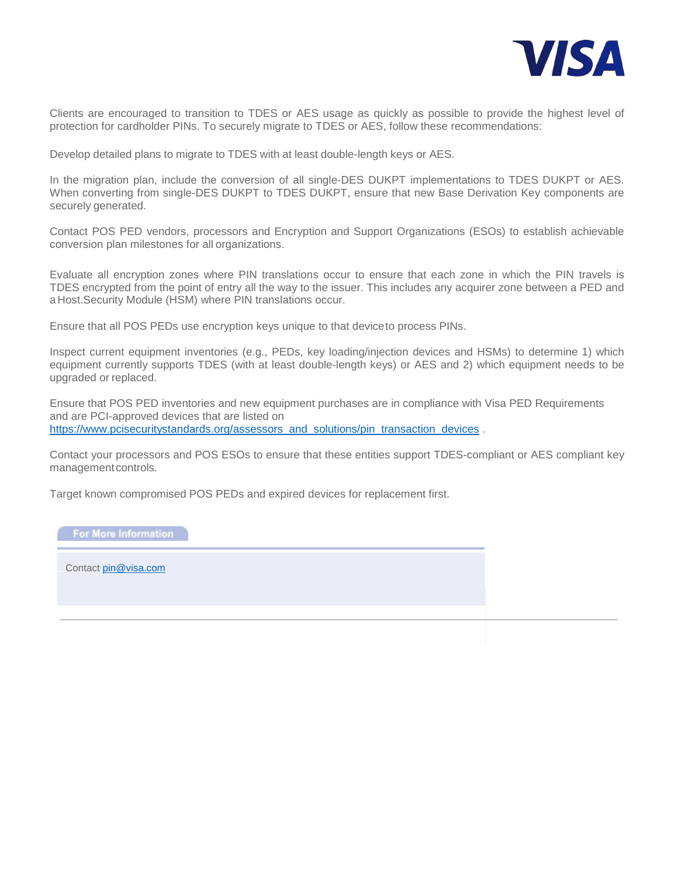Clients are encouraged to transition to TDES or AES usage as quickly as possible to provide the highest level of protection for cardholder PINs. To securely migrate to TDES or AES, follow these recommendations:

Develop detailed plans to migrate to TDES with at least double-length keys or AES.

In the migration plan, include the conversion of all single-DES DUKPT implementations to TDES DUKPT or AES. When converting from single-DES DUKPT to TDES DUKPT, ensure that new Base Derivation Key components are securely generated.

Contact POS PED vendors, processors and Encryption and Support Organizations (ESOs) to establish achievable conversion plan milestones for all organizations.

Evaluate all encryption zones where PIN translations occur to ensure that each zone in which the PIN travels is TDES encrypted from the point of entry all the way to the issuer. This includes any acquirer zone between a PED and a Host.Security Module (HSM) where PIN translations occur.

Ensure that all POS PEDs use encryption keys unique to that device to process PINs.

Inspect current equipment inventories (e.g., PEDs, key loading/injection devices and HSMs) to determine 1) which equipment currently supports TDES (with at least double-length keys) or AES and 2) which equipment needs to be upgraded or replaced.

Ensure that POS PED inventories and new equipment purchases are in compliance with Visa PED Requirements and are PCI-approved devices that are listed on https://www.pcisecuritystandards.org/assessors_and_solutions/pin_transaction_devices .

Contact your processors and POS ESOs to ensure that these entities support TDES-compliant or AES compliant key management controls.

Target known compromised POS PEDs and expired devices for replacement first.

**For More Information**

Contact pin@visa.com